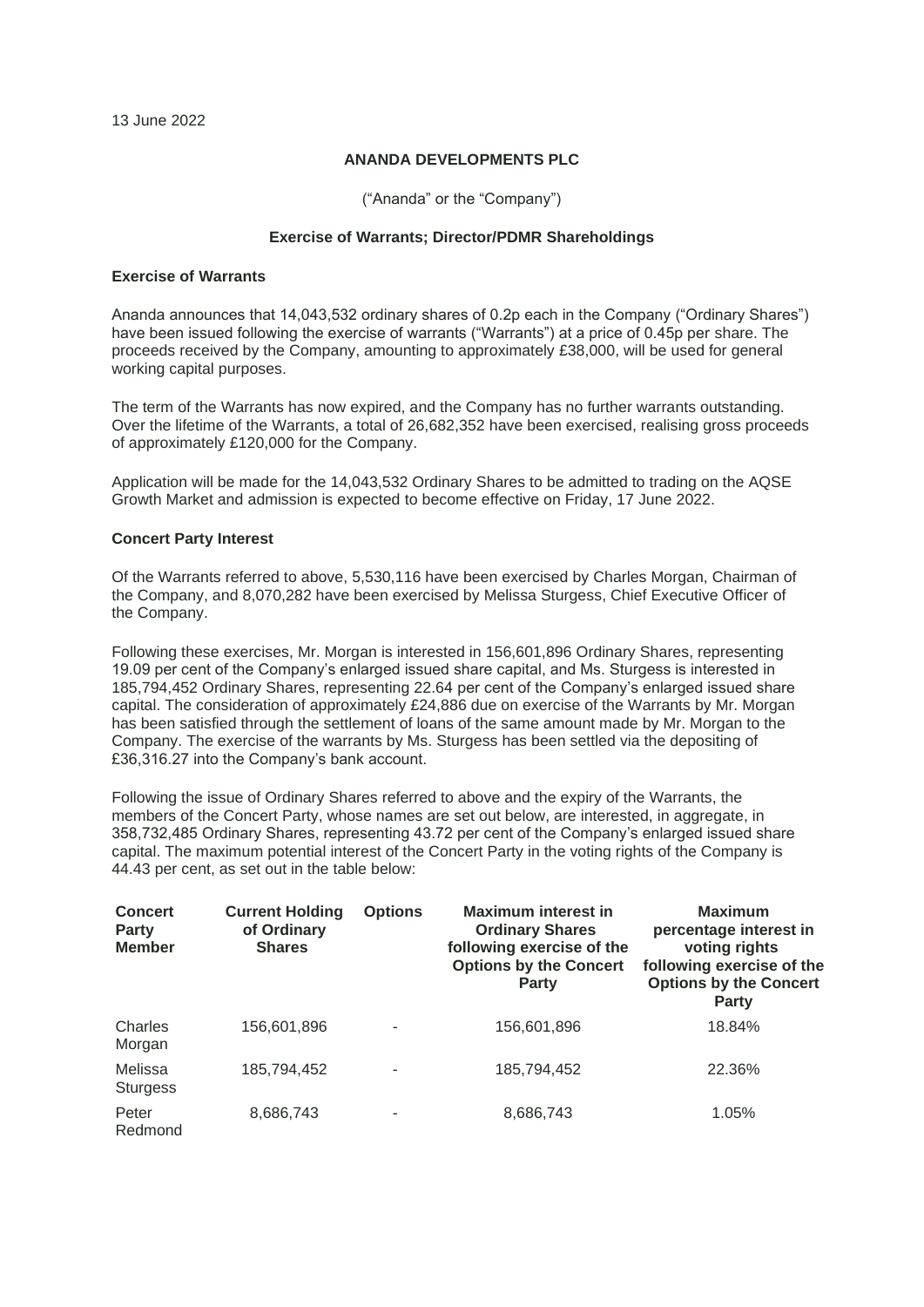13 June 2022

**ANANDA DEVELOPMENTS PLC**

("Ananda" or the "Company")

**Exercise of Warrants; Director/PDMR Shareholdings**

**Exercise of Warrants**

Ananda announces that 14,043,532 ordinary shares of 0.2p each in the Company ("Ordinary Shares") have been issued following the exercise of warrants ("Warrants") at a price of 0.45p per share. The proceeds received by the Company, amounting to approximately £38,000, will be used for general working capital purposes.

The term of the Warrants has now expired, and the Company has no further warrants outstanding. Over the lifetime of the Warrants, a total of 26,682,352 have been exercised, realising gross proceeds of approximately £120,000 for the Company.

Application will be made for the 14,043,532 Ordinary Shares to be admitted to trading on the AQSE Growth Market and admission is expected to become effective on Friday, 17 June 2022.

**Concert Party Interest**

Of the Warrants referred to above, 5,530,116 have been exercised by Charles Morgan, Chairman of the Company, and 8,070,282 have been exercised by Melissa Sturgess, Chief Executive Officer of the Company.

Following these exercises, Mr. Morgan is interested in 156,601,896 Ordinary Shares, representing 19.09 per cent of the Company's enlarged issued share capital, and Ms. Sturgess is interested in 185,794,452 Ordinary Shares, representing 22.64 per cent of the Company's enlarged issued share capital. The consideration of approximately £24,886 due on exercise of the Warrants by Mr. Morgan has been satisfied through the settlement of loans of the same amount made by Mr. Morgan to the Company. The exercise of the warrants by Ms. Sturgess has been settled via the depositing of £36,316.27 into the Company's bank account.

Following the issue of Ordinary Shares referred to above and the expiry of the Warrants, the members of the Concert Party, whose names are set out below, are interested, in aggregate, in 358,732,485 Ordinary Shares, representing 43.72 per cent of the Company's enlarged issued share capital. The maximum potential interest of the Concert Party in the voting rights of the Company is 44.43 per cent, as set out in the table below:

| Concert Party Member | Current Holding of Ordinary Shares | Options | Maximum interest in Ordinary Shares following exercise of the Options by the Concert Party | Maximum percentage interest in voting rights following exercise of the Options by the Concert Party |
|---|---|---|---|---|
| Charles Morgan | 156,601,896 | - | 156,601,896 | 18.84% |
| Melissa Sturgess | 185,794,452 | - | 185,794,452 | 22.36% |
| Peter Redmond | 8,686,743 | - | 8,686,743 | 1.05% |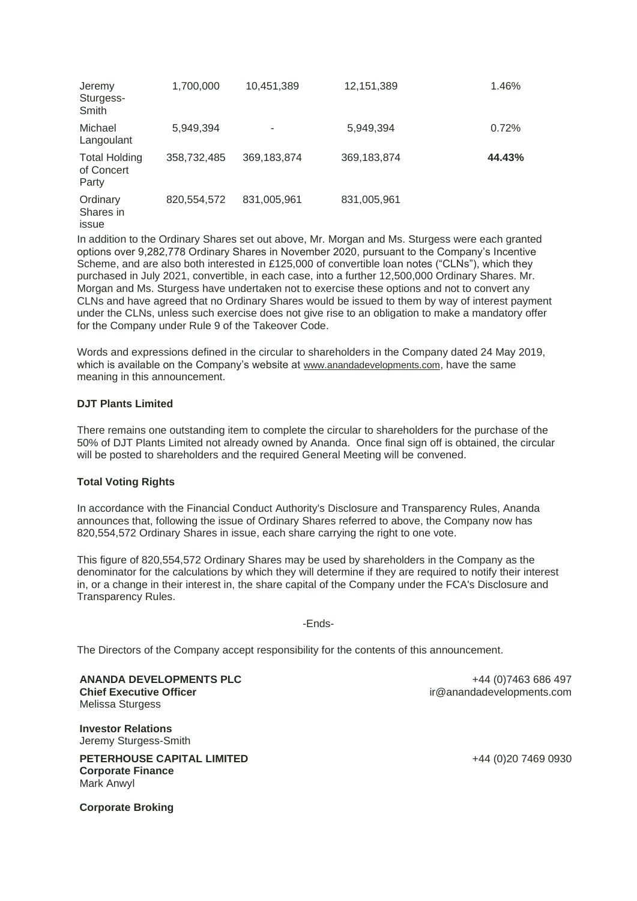| | | | | |
|---|---|---|---|---|
| Jeremy Sturgess-Smith | 1,700,000 | 10,451,389 | 12,151,389 | 1.46% |
| Michael Langoulant | 5,949,394 | - | 5,949,394 | 0.72% |
| Total Holding of Concert Party | 358,732,485 | 369,183,874 | 369,183,874 | **44.43%** |
| Ordinary Shares in issue | 820,554,572 | 831,005,961 | 831,005,961 | |

In addition to the Ordinary Shares set out above, Mr. Morgan and Ms. Sturgess were each granted options over 9,282,778 Ordinary Shares in November 2020, pursuant to the Company's Incentive Scheme, and are also both interested in £125,000 of convertible loan notes ("CLNs"), which they purchased in July 2021, convertible, in each case, into a further 12,500,000 Ordinary Shares. Mr. Morgan and Ms. Sturgess have undertaken not to exercise these options and not to convert any CLNs and have agreed that no Ordinary Shares would be issued to them by way of interest payment under the CLNs, unless such exercise does not give rise to an obligation to make a mandatory offer for the Company under Rule 9 of the Takeover Code.

Words and expressions defined in the circular to shareholders in the Company dated 24 May 2019, which is available on the Company's website at www.anandadevelopments.com, have the same meaning in this announcement.

**DJT Plants Limited**

There remains one outstanding item to complete the circular to shareholders for the purchase of the 50% of DJT Plants Limited not already owned by Ananda. Once final sign off is obtained, the circular will be posted to shareholders and the required General Meeting will be convened.

**Total Voting Rights**

In accordance with the Financial Conduct Authority's Disclosure and Transparency Rules, Ananda announces that, following the issue of Ordinary Shares referred to above, the Company now has 820,554,572 Ordinary Shares in issue, each share carrying the right to one vote.

This figure of 820,554,572 Ordinary Shares may be used by shareholders in the Company as the denominator for the calculations by which they will determine if they are required to notify their interest in, or a change in their interest in, the share capital of the Company under the FCA's Disclosure and Transparency Rules.

-Ends-

The Directors of the Company accept responsibility for the contents of this announcement.

**ANANDA DEVELOPMENTS PLC** +44 (0)7463 686 497
**Chief Executive Officer** ir@anandadevelopments.com
Melissa Sturgess

**Investor Relations**
Jeremy Sturgess-Smith

**PETERHOUSE CAPITAL LIMITED** +44 (0)20 7469 0930
**Corporate Finance**
Mark Anwyl

**Corporate Broking**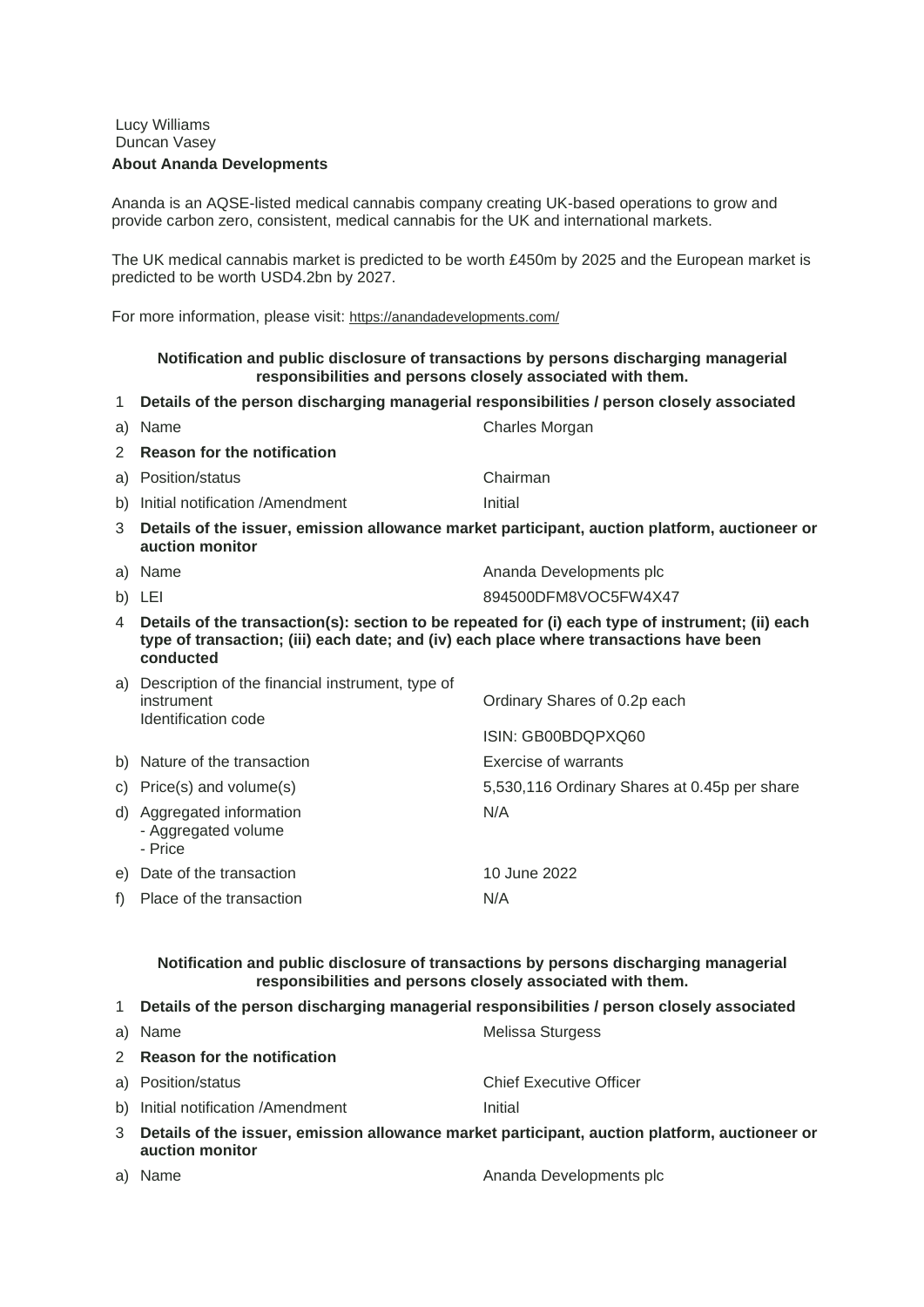Lucy Williams
Duncan Vasey

**About Ananda Developments**

Ananda is an AQSE-listed medical cannabis company creating UK-based operations to grow and provide carbon zero, consistent, medical cannabis for the UK and international markets.

The UK medical cannabis market is predicted to be worth £450m by 2025 and the European market is predicted to be worth USD4.2bn by 2027.

For more information, please visit: https://anandadevelopments.com/

**Notification and public disclosure of transactions by persons discharging managerial responsibilities and persons closely associated with them.**

| | | |
|---|---|---|
| 1 | **Details of the person discharging managerial responsibilities / person closely associated** | |
| a) | Name | Charles Morgan |
| 2 | **Reason for the notification** | |
| a) | Position/status | Chairman |
| b) | Initial notification /Amendment | Initial |
| 3 | **Details of the issuer, emission allowance market participant, auction platform, auctioneer or auction monitor** | |
| a) | Name | Ananda Developments plc |
| b) | LEI | 894500DFM8VOC5FW4X47 |
| 4 | **Details of the transaction(s): section to be repeated for (i) each type of instrument; (ii) each type of transaction; (iii) each date; and (iv) each place where transactions have been conducted** | |
| a) | Description of the financial instrument, type of instrument<br>Identification code | Ordinary Shares of 0.2p each<br><br>ISIN: GB00BDQPXQ60 |
| b) | Nature of the transaction | Exercise of warrants |
| c) | Price(s) and volume(s) | 5,530,116 Ordinary Shares at 0.45p per share |
| d) | Aggregated information<br>- Aggregated volume<br>- Price | N/A |
| e) | Date of the transaction | 10 June 2022 |
| f) | Place of the transaction | N/A |

**Notification and public disclosure of transactions by persons discharging managerial responsibilities and persons closely associated with them.**

| | | |
|---|---|---|
| 1 | **Details of the person discharging managerial responsibilities / person closely associated** | |
| a) | Name | Melissa Sturgess |
| 2 | **Reason for the notification** | |
| a) | Position/status | Chief Executive Officer |
| b) | Initial notification /Amendment | Initial |
| 3 | **Details of the issuer, emission allowance market participant, auction platform, auctioneer or auction monitor** | |
| a) | Name | Ananda Developments plc |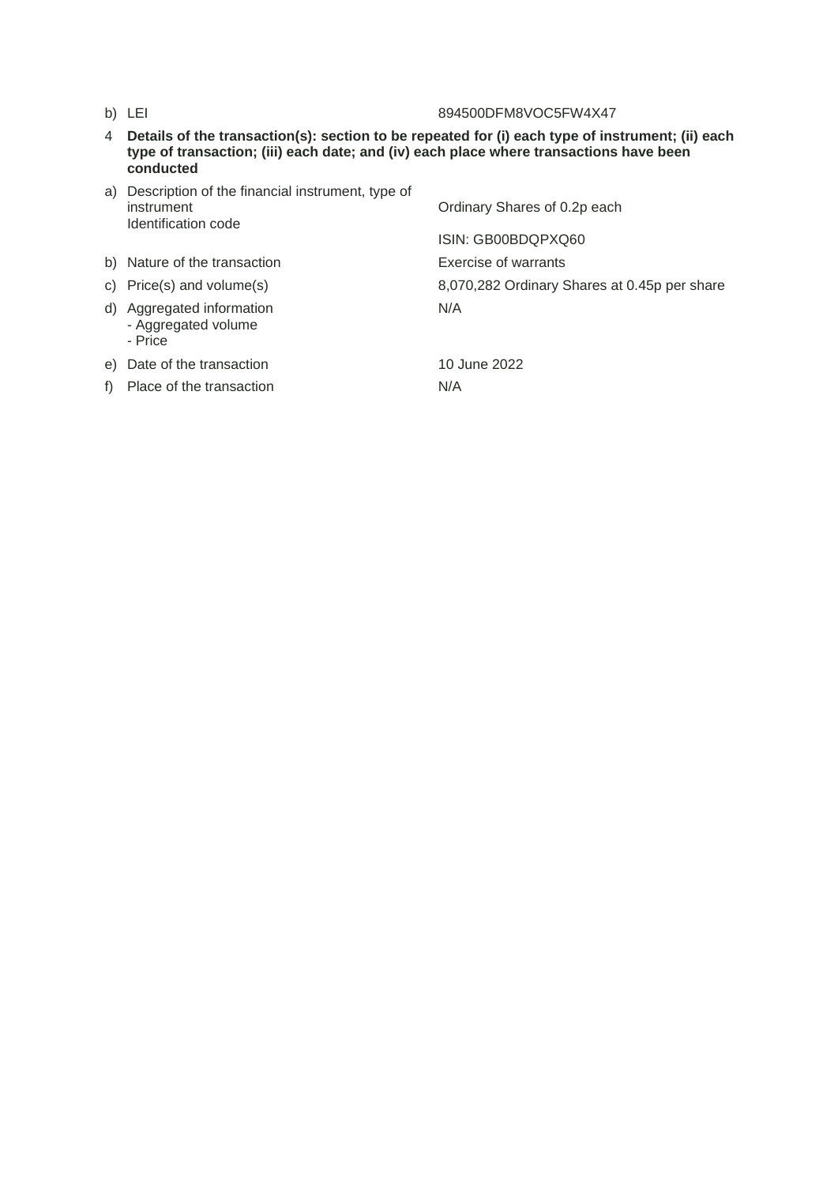| | | |
|---|---|---|
| b) | LEI | 894500DFM8VOC5FW4X47 |
| 4 | **Details of the transaction(s): section to be repeated for (i) each type of instrument; (ii) each type of transaction; (iii) each date; and (iv) each place where transactions have been conducted** | |
| a) | Description of the financial instrument, type of instrument<br>Identification code | Ordinary Shares of 0.2p each<br><br>ISIN: GB00BDQPXQ60 |
| b) | Nature of the transaction | Exercise of warrants |
| c) | Price(s) and volume(s) | 8,070,282 Ordinary Shares at 0.45p per share |
| d) | Aggregated information<br>- Aggregated volume<br>- Price | N/A |
| e) | Date of the transaction | 10 June 2022 |
| f) | Place of the transaction | N/A |